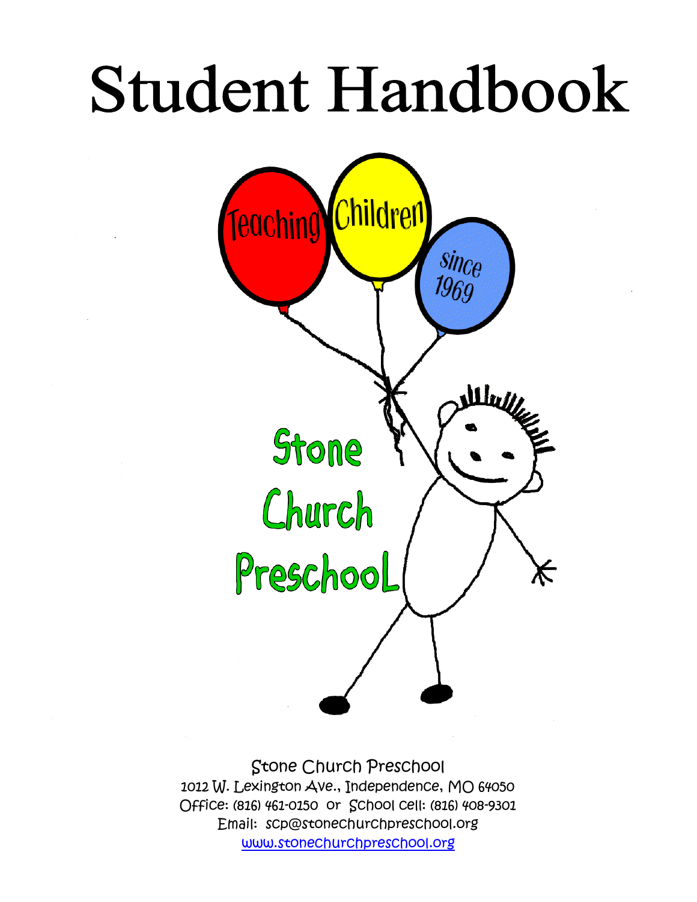# Student Handbook

Teaching Children since 1969

Stone Church Preschool

Stone Church Preschool
1012 W. Lexington Ave., Independence, MO 64050
Office: (816) 461-0150 or School cell: (816) 408-9301
Email: scp@stonechurchpreschool.org
www.stonechurchpreschool.org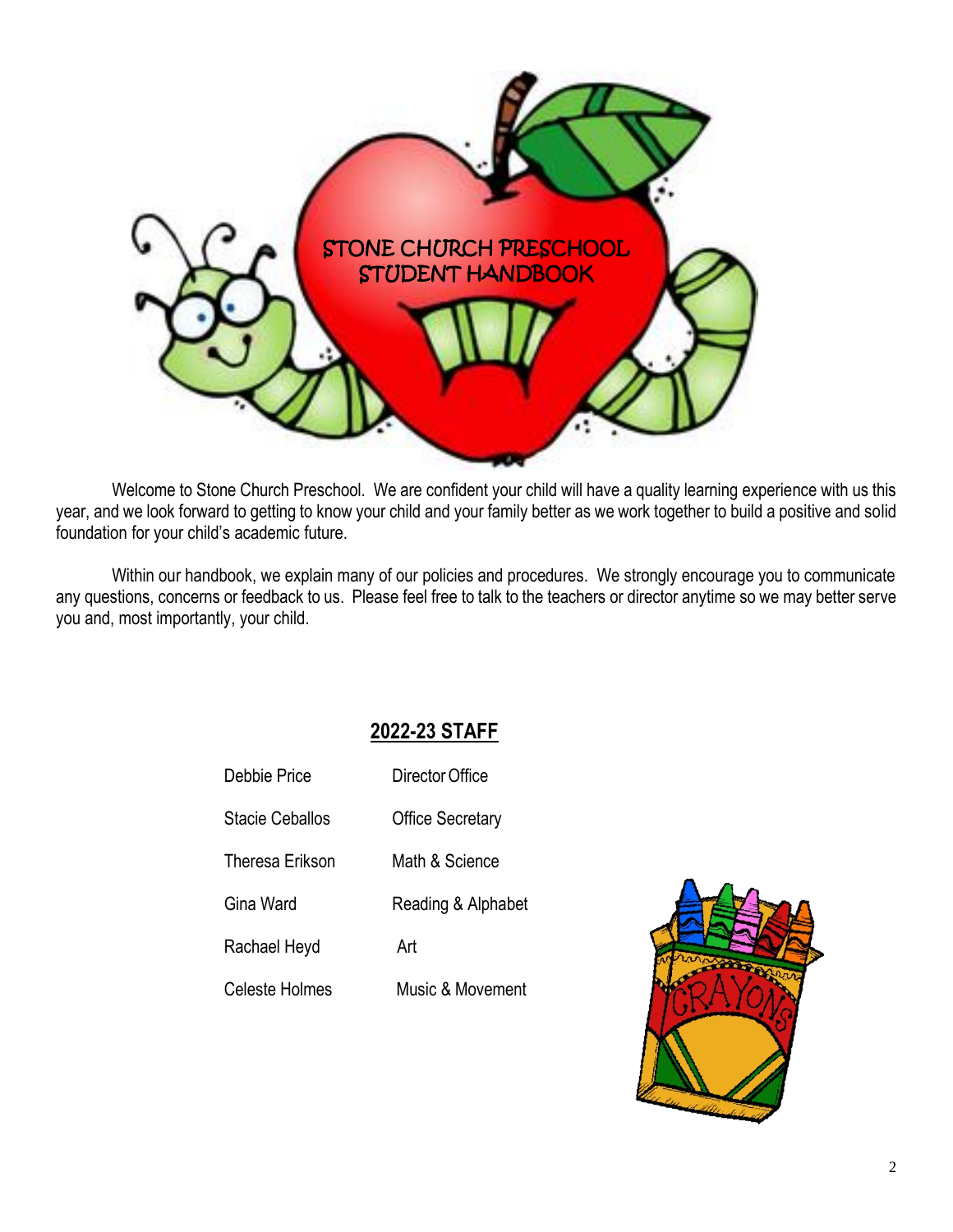# STONE CHURCH PRESCHOOL STUDENT HANDBOOK

Welcome to Stone Church Preschool. We are confident your child will have a quality learning experience with us this year, and we look forward to getting to know your child and your family better as we work together to build a positive and solid foundation for your child's academic future.

Within our handbook, we explain many of our policies and procedures. We strongly encourage you to communicate any questions, concerns or feedback to us. Please feel free to talk to the teachers or director anytime so we may better serve you and, most importantly, your child.

## 2022-23 STAFF

| | |
|---|---|
| Debbie Price | Director Office |
| Stacie Ceballos | Office Secretary |
| Theresa Erikson | Math & Science |
| Gina Ward | Reading & Alphabet |
| Rachael Heyd | Art |
| Celeste Holmes | Music & Movement |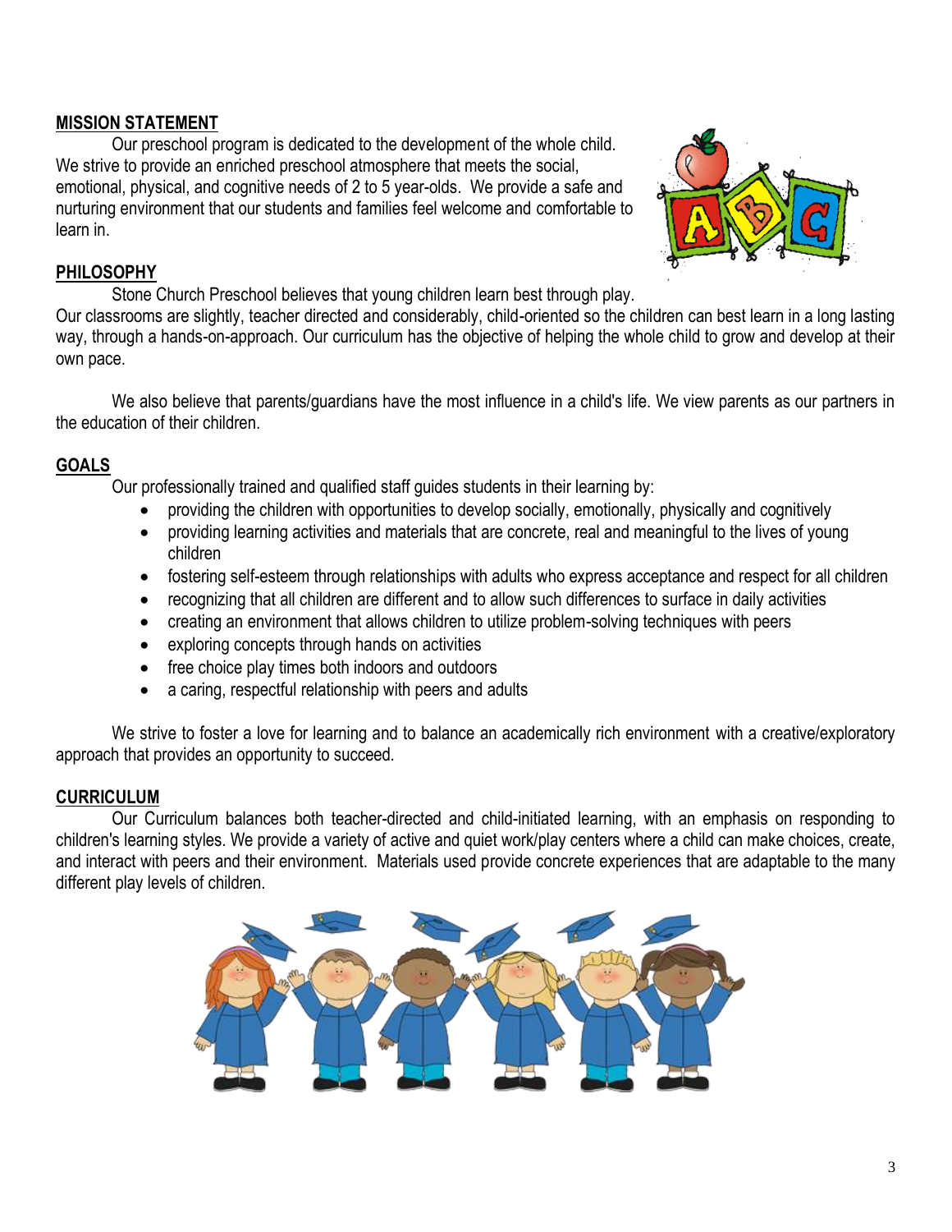## MISSION STATEMENT

Our preschool program is dedicated to the development of the whole child. We strive to provide an enriched preschool atmosphere that meets the social, emotional, physical, and cognitive needs of 2 to 5 year-olds. We provide a safe and nurturing environment that our students and families feel welcome and comfortable to learn in.

## PHILOSOPHY

Stone Church Preschool believes that young children learn best through play. Our classrooms are slightly, teacher directed and considerably, child-oriented so the children can best learn in a long lasting way, through a hands-on-approach. Our curriculum has the objective of helping the whole child to grow and develop at their own pace.

We also believe that parents/guardians have the most influence in a child's life. We view parents as our partners in the education of their children.

## GOALS

Our professionally trained and qualified staff guides students in their learning by:

- providing the children with opportunities to develop socially, emotionally, physically and cognitively
- providing learning activities and materials that are concrete, real and meaningful to the lives of young children
- fostering self-esteem through relationships with adults who express acceptance and respect for all children
- recognizing that all children are different and to allow such differences to surface in daily activities
- creating an environment that allows children to utilize problem-solving techniques with peers
- exploring concepts through hands on activities
- free choice play times both indoors and outdoors
- a caring, respectful relationship with peers and adults

We strive to foster a love for learning and to balance an academically rich environment with a creative/exploratory approach that provides an opportunity to succeed.

## CURRICULUM

Our Curriculum balances both teacher-directed and child-initiated learning, with an emphasis on responding to children's learning styles. We provide a variety of active and quiet work/play centers where a child can make choices, create, and interact with peers and their environment. Materials used provide concrete experiences that are adaptable to the many different play levels of children.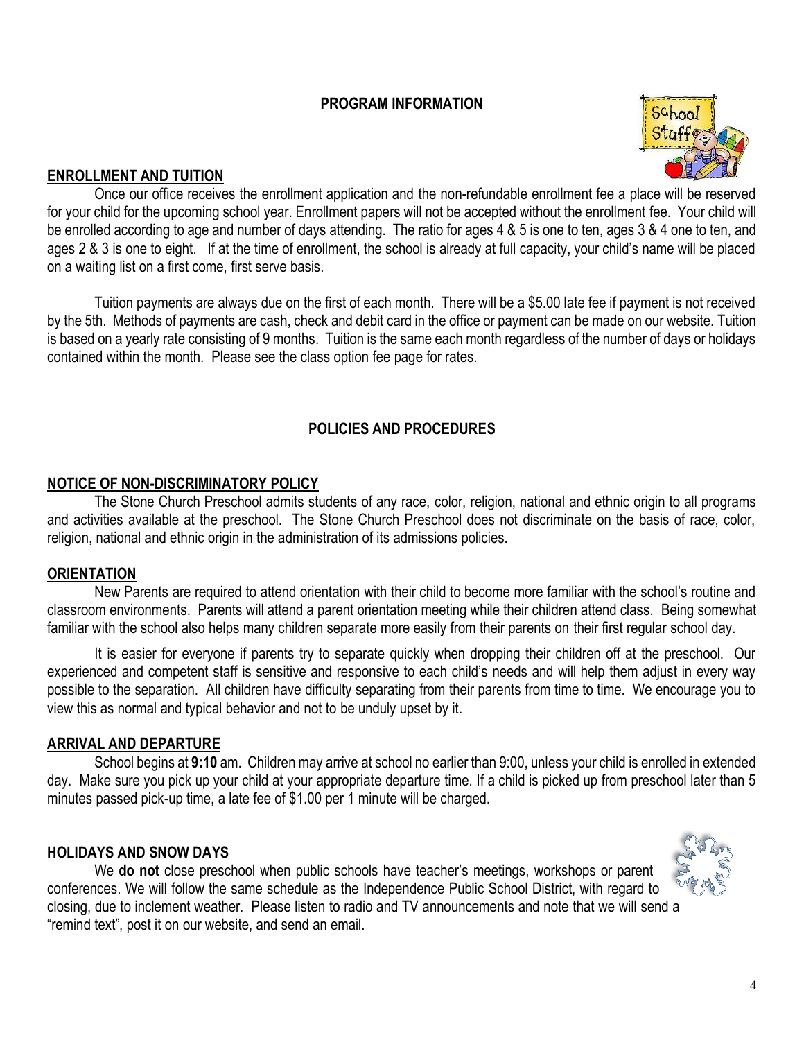## PROGRAM INFORMATION

### ENROLLMENT AND TUITION

Once our office receives the enrollment application and the non-refundable enrollment fee a place will be reserved for your child for the upcoming school year. Enrollment papers will not be accepted without the enrollment fee. Your child will be enrolled according to age and number of days attending. The ratio for ages 4 & 5 is one to ten, ages 3 & 4 one to ten, and ages 2 & 3 is one to eight. If at the time of enrollment, the school is already at full capacity, your child's name will be placed on a waiting list on a first come, first serve basis.

Tuition payments are always due on the first of each month. There will be a $5.00 late fee if payment is not received by the 5th. Methods of payments are cash, check and debit card in the office or payment can be made on our website. Tuition is based on a yearly rate consisting of 9 months. Tuition is the same each month regardless of the number of days or holidays contained within the month. Please see the class option fee page for rates.

## POLICIES AND PROCEDURES

### NOTICE OF NON-DISCRIMINATORY POLICY

The Stone Church Preschool admits students of any race, color, religion, national and ethnic origin to all programs and activities available at the preschool. The Stone Church Preschool does not discriminate on the basis of race, color, religion, national and ethnic origin in the administration of its admissions policies.

### ORIENTATION

New Parents are required to attend orientation with their child to become more familiar with the school's routine and classroom environments. Parents will attend a parent orientation meeting while their children attend class. Being somewhat familiar with the school also helps many children separate more easily from their parents on their first regular school day.

It is easier for everyone if parents try to separate quickly when dropping their children off at the preschool. Our experienced and competent staff is sensitive and responsive to each child's needs and will help them adjust in every way possible to the separation. All children have difficulty separating from their parents from time to time. We encourage you to view this as normal and typical behavior and not to be unduly upset by it.

### ARRIVAL AND DEPARTURE

School begins at **9:10** am. Children may arrive at school no earlier than 9:00, unless your child is enrolled in extended day. Make sure you pick up your child at your appropriate departure time. If a child is picked up from preschool later than 5 minutes passed pick-up time, a late fee of $1.00 per 1 minute will be charged.

### HOLIDAYS AND SNOW DAYS

We **do not** close preschool when public schools have teacher's meetings, workshops or parent conferences. We will follow the same schedule as the Independence Public School District, with regard to closing, due to inclement weather. Please listen to radio and TV announcements and note that we will send a "remind text", post it on our website, and send an email.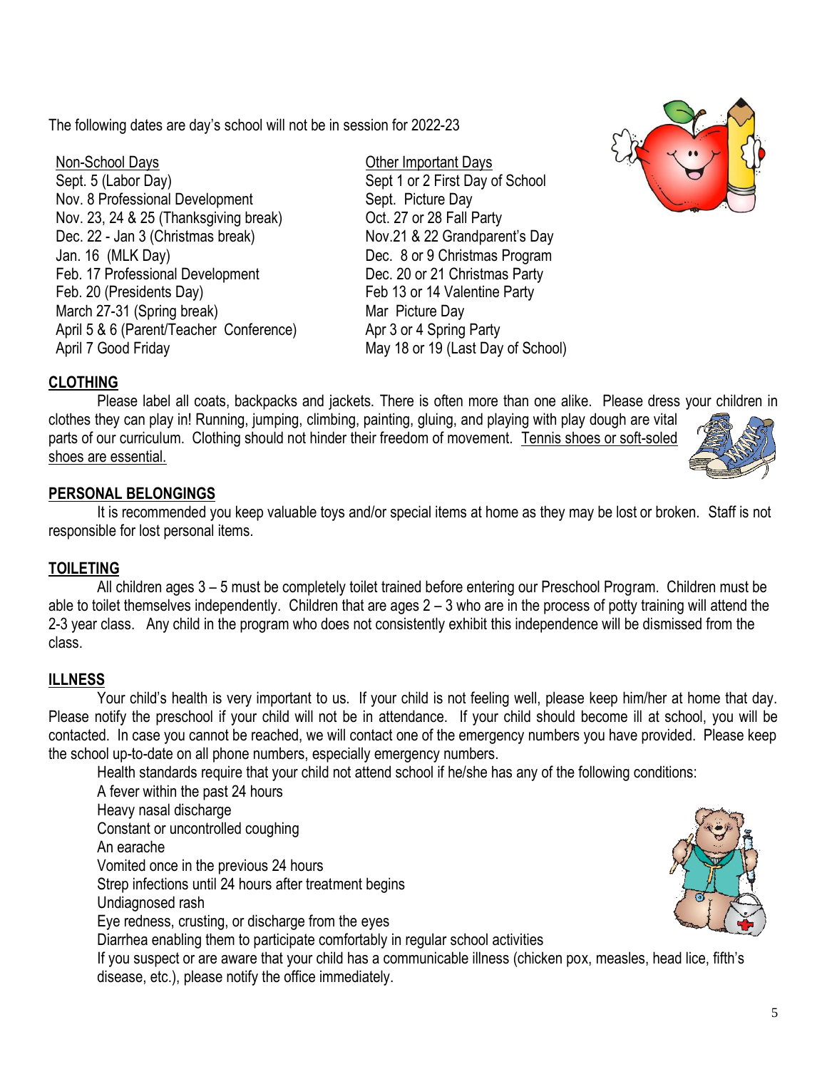The following dates are day's school will not be in session for 2022-23

Non-School Days

Sept. 5 (Labor Day)
Nov. 8 Professional Development
Nov. 23, 24 & 25 (Thanksgiving break)
Dec. 22 - Jan 3 (Christmas break)
Jan. 16 (MLK Day)
Feb. 17 Professional Development
Feb. 20 (Presidents Day)
March 27-31 (Spring break)
April 5 & 6 (Parent/Teacher Conference)
April 7 Good Friday

Other Important Days

Sept 1 or 2 First Day of School
Sept. Picture Day
Oct. 27 or 28 Fall Party
Nov.21 & 22 Grandparent's Day
Dec. 8 or 9 Christmas Program
Dec. 20 or 21 Christmas Party
Feb 13 or 14 Valentine Party
Mar Picture Day
Apr 3 or 4 Spring Party
May 18 or 19 (Last Day of School)

## CLOTHING

Please label all coats, backpacks and jackets. There is often more than one alike. Please dress your children in clothes they can play in! Running, jumping, climbing, painting, gluing, and playing with play dough are vital parts of our curriculum. Clothing should not hinder their freedom of movement. Tennis shoes or soft-soled shoes are essential.

## PERSONAL BELONGINGS

It is recommended you keep valuable toys and/or special items at home as they may be lost or broken. Staff is not responsible for lost personal items.

## TOILETING

All children ages 3 – 5 must be completely toilet trained before entering our Preschool Program. Children must be able to toilet themselves independently. Children that are ages 2 – 3 who are in the process of potty training will attend the 2-3 year class. Any child in the program who does not consistently exhibit this independence will be dismissed from the class.

## ILLNESS

Your child's health is very important to us. If your child is not feeling well, please keep him/her at home that day. Please notify the preschool if your child will not be in attendance. If your child should become ill at school, you will be contacted. In case you cannot be reached, we will contact one of the emergency numbers you have provided. Please keep the school up-to-date on all phone numbers, especially emergency numbers.

Health standards require that your child not attend school if he/she has any of the following conditions:

A fever within the past 24 hours
Heavy nasal discharge
Constant or uncontrolled coughing
An earache
Vomited once in the previous 24 hours
Strep infections until 24 hours after treatment begins
Undiagnosed rash
Eye redness, crusting, or discharge from the eyes
Diarrhea enabling them to participate comfortably in regular school activities
If you suspect or are aware that your child has a communicable illness (chicken pox, measles, head lice, fifth's disease, etc.), please notify the office immediately.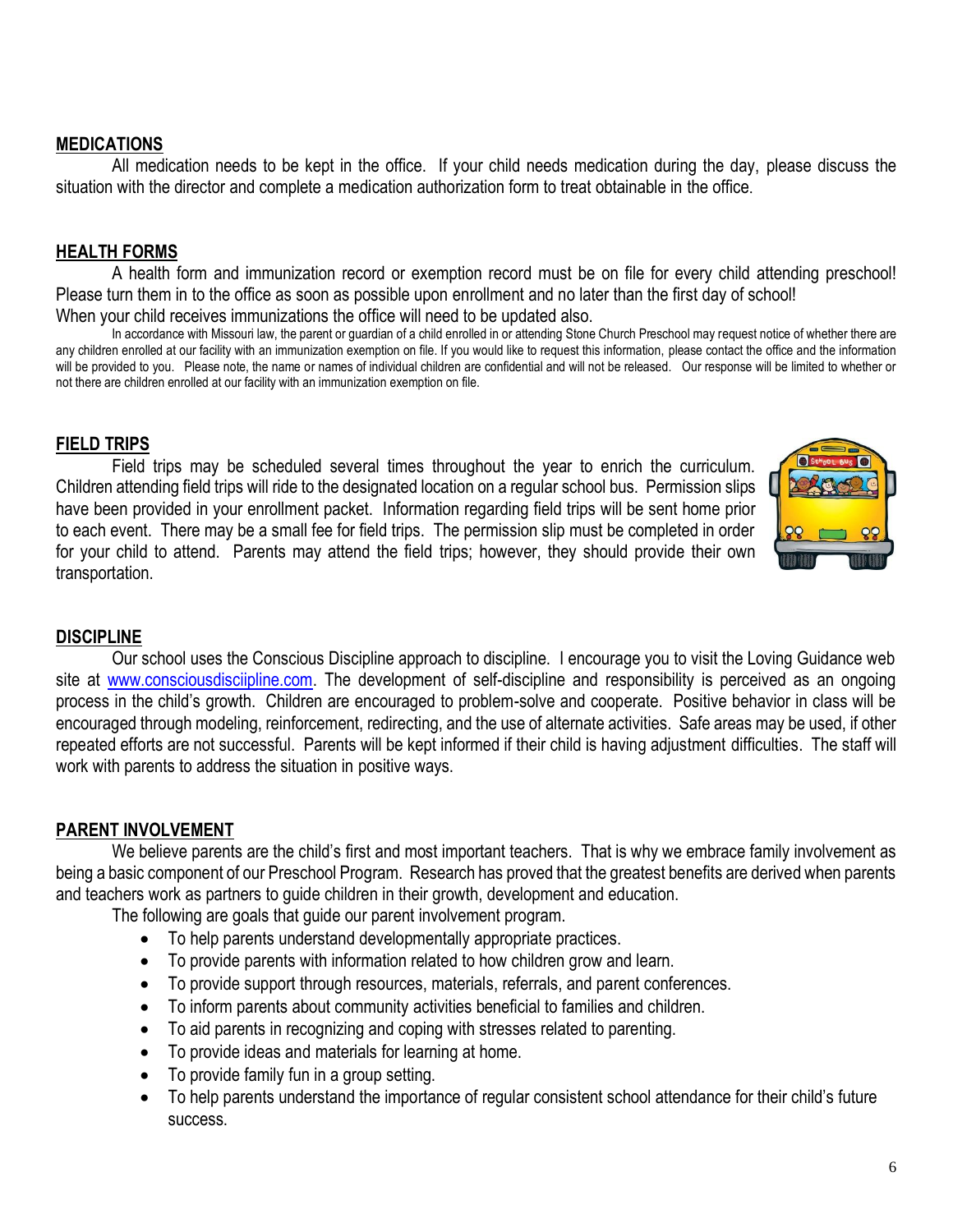## MEDICATIONS

All medication needs to be kept in the office. If your child needs medication during the day, please discuss the situation with the director and complete a medication authorization form to treat obtainable in the office.

## HEALTH FORMS

A health form and immunization record or exemption record must be on file for every child attending preschool! Please turn them in to the office as soon as possible upon enrollment and no later than the first day of school!
When your child receives immunizations the office will need to be updated also.

In accordance with Missouri law, the parent or guardian of a child enrolled in or attending Stone Church Preschool may request notice of whether there are any children enrolled at our facility with an immunization exemption on file. If you would like to request this information, please contact the office and the information will be provided to you. Please note, the name or names of individual children are confidential and will not be released. Our response will be limited to whether or not there are children enrolled at our facility with an immunization exemption on file.

## FIELD TRIPS

Field trips may be scheduled several times throughout the year to enrich the curriculum. Children attending field trips will ride to the designated location on a regular school bus. Permission slips have been provided in your enrollment packet. Information regarding field trips will be sent home prior to each event. There may be a small fee for field trips. The permission slip must be completed in order for your child to attend. Parents may attend the field trips; however, they should provide their own transportation.

## DISCIPLINE

Our school uses the Conscious Discipline approach to discipline. I encourage you to visit the Loving Guidance web site at www.consciousdisciipline.com. The development of self-discipline and responsibility is perceived as an ongoing process in the child's growth. Children are encouraged to problem-solve and cooperate. Positive behavior in class will be encouraged through modeling, reinforcement, redirecting, and the use of alternate activities. Safe areas may be used, if other repeated efforts are not successful. Parents will be kept informed if their child is having adjustment difficulties. The staff will work with parents to address the situation in positive ways.

## PARENT INVOLVEMENT

We believe parents are the child's first and most important teachers. That is why we embrace family involvement as being a basic component of our Preschool Program. Research has proved that the greatest benefits are derived when parents and teachers work as partners to guide children in their growth, development and education.

The following are goals that guide our parent involvement program.

- To help parents understand developmentally appropriate practices.
- To provide parents with information related to how children grow and learn.
- To provide support through resources, materials, referrals, and parent conferences.
- To inform parents about community activities beneficial to families and children.
- To aid parents in recognizing and coping with stresses related to parenting.
- To provide ideas and materials for learning at home.
- To provide family fun in a group setting.
- To help parents understand the importance of regular consistent school attendance for their child's future success.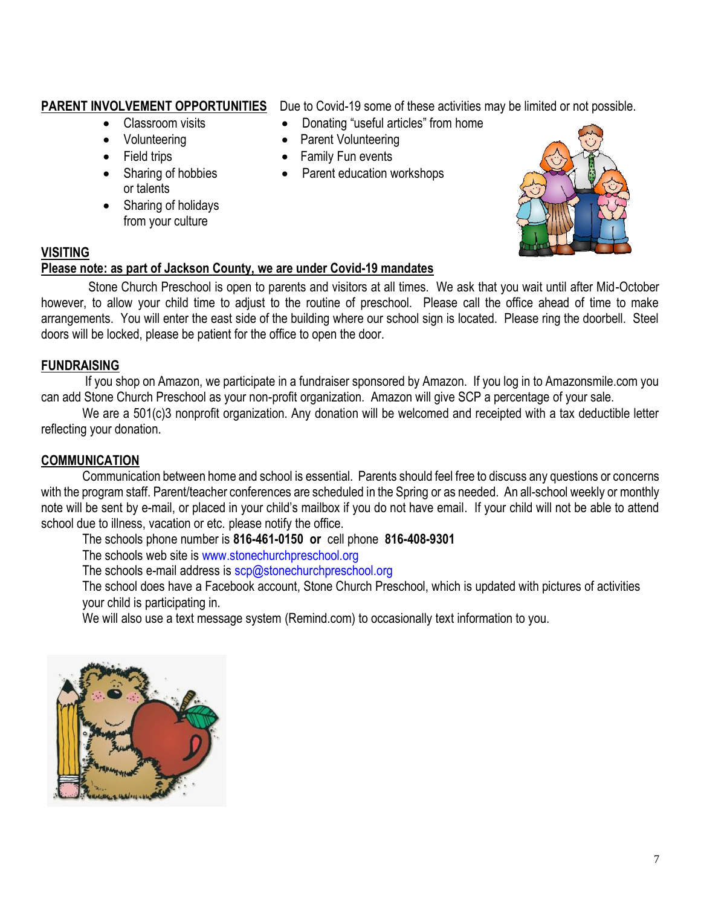**PARENT INVOLVEMENT OPPORTUNITIES** Due to Covid-19 some of these activities may be limited or not possible.

- Classroom visits
- Volunteering
- Field trips
- Sharing of hobbies or talents
- Sharing of holidays from your culture
- Donating "useful articles" from home
- Parent Volunteering
- Family Fun events
- Parent education workshops

**VISITING**

**Please note: as part of Jackson County, we are under Covid-19 mandates**

Stone Church Preschool is open to parents and visitors at all times. We ask that you wait until after Mid-October however, to allow your child time to adjust to the routine of preschool. Please call the office ahead of time to make arrangements. You will enter the east side of the building where our school sign is located. Please ring the doorbell. Steel doors will be locked, please be patient for the office to open the door.

**FUNDRAISING**

If you shop on Amazon, we participate in a fundraiser sponsored by Amazon. If you log in to Amazonsmile.com you can add Stone Church Preschool as your non-profit organization. Amazon will give SCP a percentage of your sale.

We are a 501(c)3 nonprofit organization. Any donation will be welcomed and receipted with a tax deductible letter reflecting your donation.

**COMMUNICATION**

Communication between home and school is essential. Parents should feel free to discuss any questions or concerns with the program staff. Parent/teacher conferences are scheduled in the Spring or as needed. An all-school weekly or monthly note will be sent by e-mail, or placed in your child's mailbox if you do not have email. If your child will not be able to attend school due to illness, vacation or etc. please notify the office.

The schools phone number is **816-461-0150 or** cell phone **816-408-9301**

The schools web site is www.stonechurchpreschool.org

The schools e-mail address is scp@stonechurchpreschool.org

The school does have a Facebook account, Stone Church Preschool, which is updated with pictures of activities your child is participating in.

We will also use a text message system (Remind.com) to occasionally text information to you.